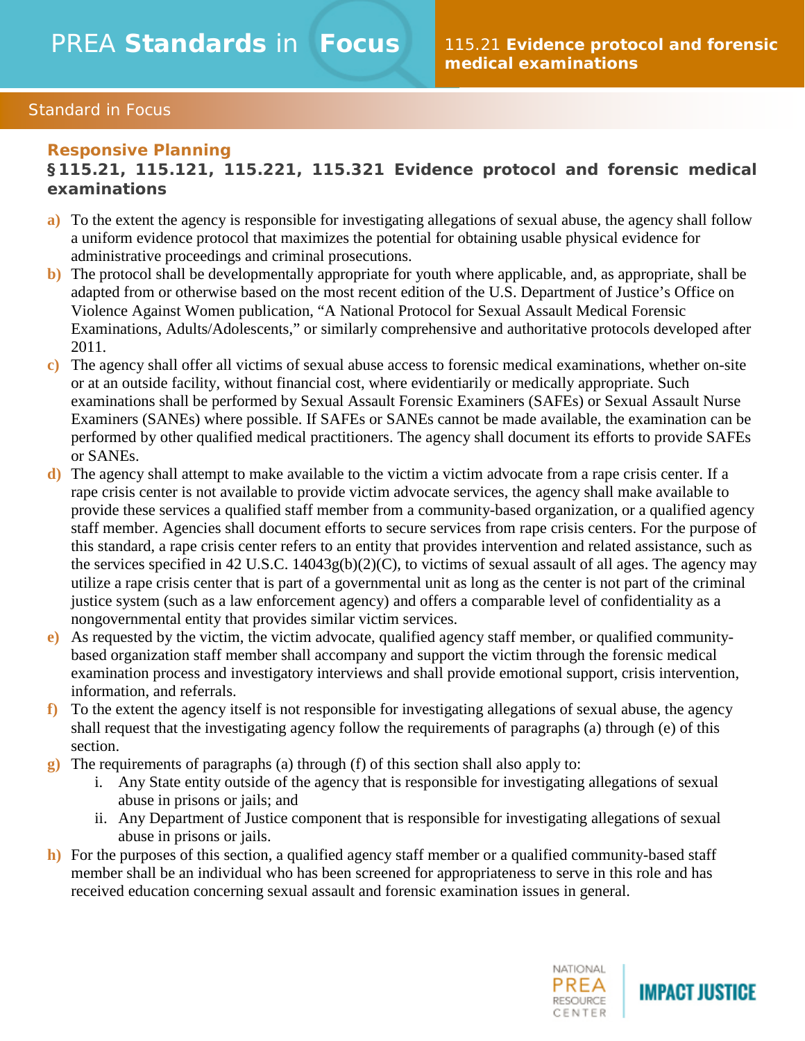# PREA Standards in Focus

## 115.21 Evidence protocol and forensic medical examinations

Standard in Focus

### Responsive Planning

**§115.21, 115.121, 115.221, 115.321 Evidence protocol and forensic medical examinations**

a) To the extent the agency is responsible for investigating allegations of sexual abuse, the agency shall follow a uniform evidence protocol that maximizes the potential for obtaining usable physical evidence for administrative proceedings and criminal prosecutions.

b) The protocol shall be developmentally appropriate for youth where applicable, and, as appropriate, shall be adapted from or otherwise based on the most recent edition of the U.S. Department of Justice's Office on Violence Against Women publication, "A National Protocol for Sexual Assault Medical Forensic Examinations, Adults/Adolescents," or similarly comprehensive and authoritative protocols developed after 2011.

c) The agency shall offer all victims of sexual abuse access to forensic medical examinations, whether on-site or at an outside facility, without financial cost, where evidentiarily or medically appropriate. Such examinations shall be performed by Sexual Assault Forensic Examiners (SAFEs) or Sexual Assault Nurse Examiners (SANEs) where possible. If SAFEs or SANEs cannot be made available, the examination can be performed by other qualified medical practitioners. The agency shall document its efforts to provide SAFEs or SANEs.

d) The agency shall attempt to make available to the victim a victim advocate from a rape crisis center. If a rape crisis center is not available to provide victim advocate services, the agency shall make available to provide these services a qualified staff member from a community-based organization, or a qualified agency staff member. Agencies shall document efforts to secure services from rape crisis centers. For the purpose of this standard, a rape crisis center refers to an entity that provides intervention and related assistance, such as the services specified in 42 U.S.C. 14043g(b)(2)(C), to victims of sexual assault of all ages. The agency may utilize a rape crisis center that is part of a governmental unit as long as the center is not part of the criminal justice system (such as a law enforcement agency) and offers a comparable level of confidentiality as a nongovernmental entity that provides similar victim services.

e) As requested by the victim, the victim advocate, qualified agency staff member, or qualified community-based organization staff member shall accompany and support the victim through the forensic medical examination process and investigatory interviews and shall provide emotional support, crisis intervention, information, and referrals.

f) To the extent the agency itself is not responsible for investigating allegations of sexual abuse, the agency shall request that the investigating agency follow the requirements of paragraphs (a) through (e) of this section.

g) The requirements of paragraphs (a) through (f) of this section shall also apply to:
   i. Any State entity outside of the agency that is responsible for investigating allegations of sexual abuse in prisons or jails; and
   ii. Any Department of Justice component that is responsible for investigating allegations of sexual abuse in prisons or jails.

h) For the purposes of this section, a qualified agency staff member or a qualified community-based staff member shall be an individual who has been screened for appropriateness to serve in this role and has received education concerning sexual assault and forensic examination issues in general.

NATIONAL PREA RESOURCE CENTER | IMPACT JUSTICE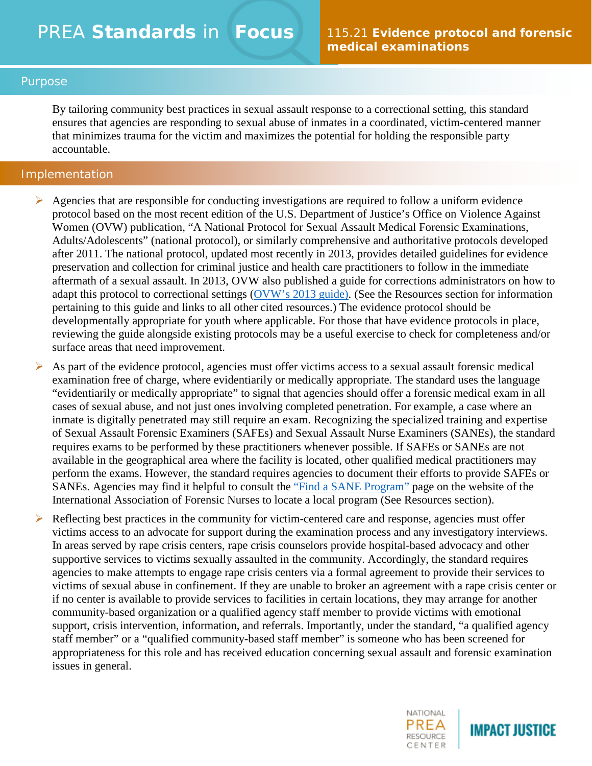# PREA **Standards** in **Focus**

## 115.21 **Evidence protocol and forensic medical examinations**

## Purpose

By tailoring community best practices in sexual assault response to a correctional setting, this standard ensures that agencies are responding to sexual abuse of inmates in a coordinated, victim-centered manner that minimizes trauma for the victim and maximizes the potential for holding the responsible party accountable.

## Implementation

- Agencies that are responsible for conducting investigations are required to follow a uniform evidence protocol based on the most recent edition of the U.S. Department of Justice's Office on Violence Against Women (OVW) publication, "A National Protocol for Sexual Assault Medical Forensic Examinations, Adults/Adolescents" (national protocol), or similarly comprehensive and authoritative protocols developed after 2011. The national protocol, updated most recently in 2013, provides detailed guidelines for evidence preservation and collection for criminal justice and health care practitioners to follow in the immediate aftermath of a sexual assault. In 2013, OVW also published a guide for corrections administrators on how to adapt this protocol to correctional settings (OVW's 2013 guide). (See the Resources section for information pertaining to this guide and links to all other cited resources.) The evidence protocol should be developmentally appropriate for youth where applicable. For those that have evidence protocols in place, reviewing the guide alongside existing protocols may be a useful exercise to check for completeness and/or surface areas that need improvement.
- As part of the evidence protocol, agencies must offer victims access to a sexual assault forensic medical examination free of charge, where evidentiarily or medically appropriate. The standard uses the language "evidentiarily or medically appropriate" to signal that agencies should offer a forensic medical exam in all cases of sexual abuse, and not just ones involving completed penetration. For example, a case where an inmate is digitally penetrated may still require an exam. Recognizing the specialized training and expertise of Sexual Assault Forensic Examiners (SAFEs) and Sexual Assault Nurse Examiners (SANEs), the standard requires exams to be performed by these practitioners whenever possible. If SAFEs or SANEs are not available in the geographical area where the facility is located, other qualified medical practitioners may perform the exams. However, the standard requires agencies to document their efforts to provide SAFEs or SANEs. Agencies may find it helpful to consult the "Find a SANE Program" page on the website of the International Association of Forensic Nurses to locate a local program (See Resources section).
- Reflecting best practices in the community for victim-centered care and response, agencies must offer victims access to an advocate for support during the examination process and any investigatory interviews. In areas served by rape crisis centers, rape crisis counselors provide hospital-based advocacy and other supportive services to victims sexually assaulted in the community. Accordingly, the standard requires agencies to make attempts to engage rape crisis centers via a formal agreement to provide their services to victims of sexual abuse in confinement. If they are unable to broker an agreement with a rape crisis center or if no center is available to provide services to facilities in certain locations, they may arrange for another community-based organization or a qualified agency staff member to provide victims with emotional support, crisis intervention, information, and referrals. Importantly, under the standard, "a qualified agency staff member" or a "qualified community-based staff member" is someone who has been screened for appropriateness for this role and has received education concerning sexual assault and forensic examination issues in general.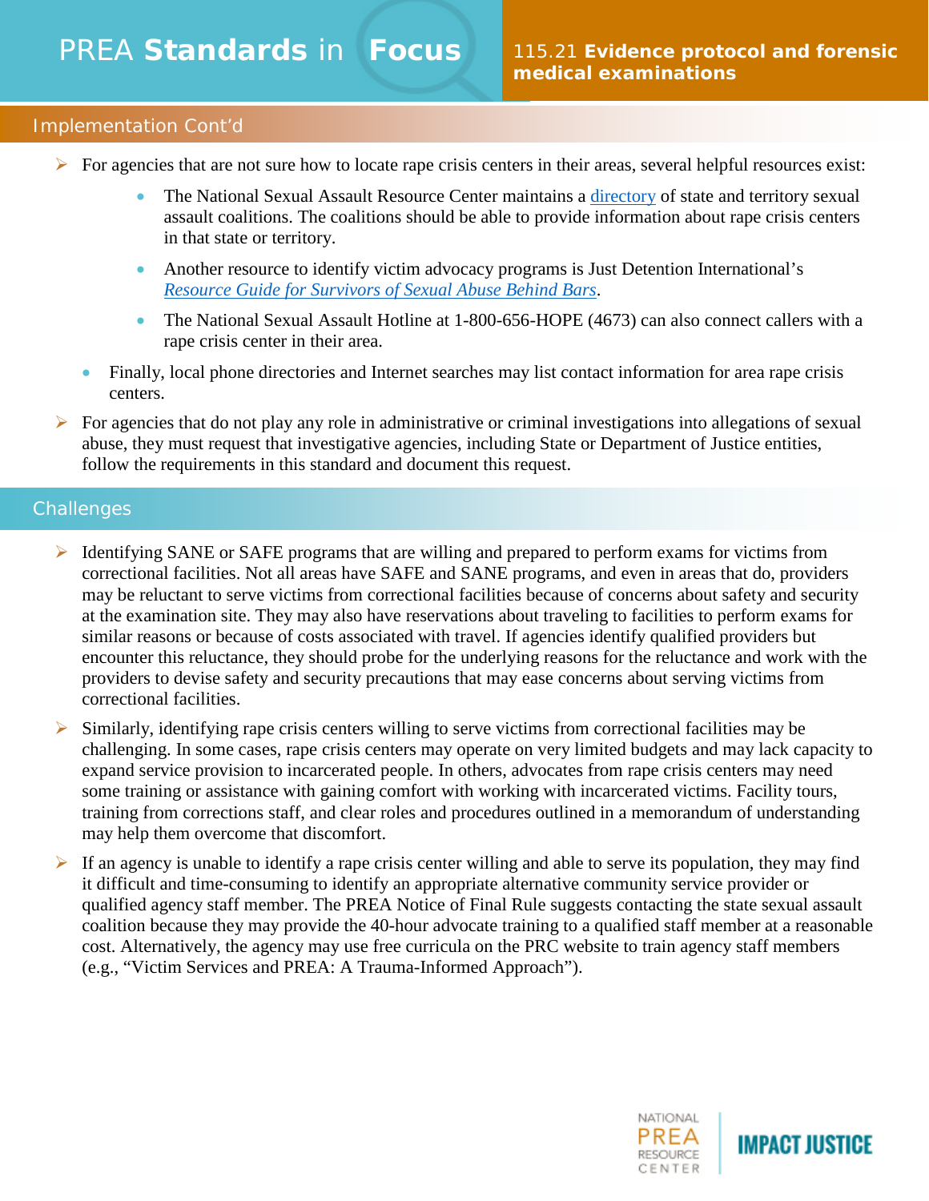## Implementation Cont'd

- For agencies that are not sure how to locate rape crisis centers in their areas, several helpful resources exist:
  - The National Sexual Assault Resource Center maintains a directory of state and territory sexual assault coalitions. The coalitions should be able to provide information about rape crisis centers in that state or territory.
  - Another resource to identify victim advocacy programs is Just Detention International's *Resource Guide for Survivors of Sexual Abuse Behind Bars*.
  - The National Sexual Assault Hotline at 1-800-656-HOPE (4673) can also connect callers with a rape crisis center in their area.
  - Finally, local phone directories and Internet searches may list contact information for area rape crisis centers.
- For agencies that do not play any role in administrative or criminal investigations into allegations of sexual abuse, they must request that investigative agencies, including State or Department of Justice entities, follow the requirements in this standard and document this request.

## Challenges

- Identifying SANE or SAFE programs that are willing and prepared to perform exams for victims from correctional facilities. Not all areas have SAFE and SANE programs, and even in areas that do, providers may be reluctant to serve victims from correctional facilities because of concerns about safety and security at the examination site. They may also have reservations about traveling to facilities to perform exams for similar reasons or because of costs associated with travel. If agencies identify qualified providers but encounter this reluctance, they should probe for the underlying reasons for the reluctance and work with the providers to devise safety and security precautions that may ease concerns about serving victims from correctional facilities.
- Similarly, identifying rape crisis centers willing to serve victims from correctional facilities may be challenging. In some cases, rape crisis centers may operate on very limited budgets and may lack capacity to expand service provision to incarcerated people. In others, advocates from rape crisis centers may need some training or assistance with gaining comfort with working with incarcerated victims. Facility tours, training from corrections staff, and clear roles and procedures outlined in a memorandum of understanding may help them overcome that discomfort.
- If an agency is unable to identify a rape crisis center willing and able to serve its population, they may find it difficult and time-consuming to identify an appropriate alternative community service provider or qualified agency staff member. The PREA Notice of Final Rule suggests contacting the state sexual assault coalition because they may provide the 40-hour advocate training to a qualified staff member at a reasonable cost. Alternatively, the agency may use free curricula on the PRC website to train agency staff members (e.g., "Victim Services and PREA: A Trauma-Informed Approach").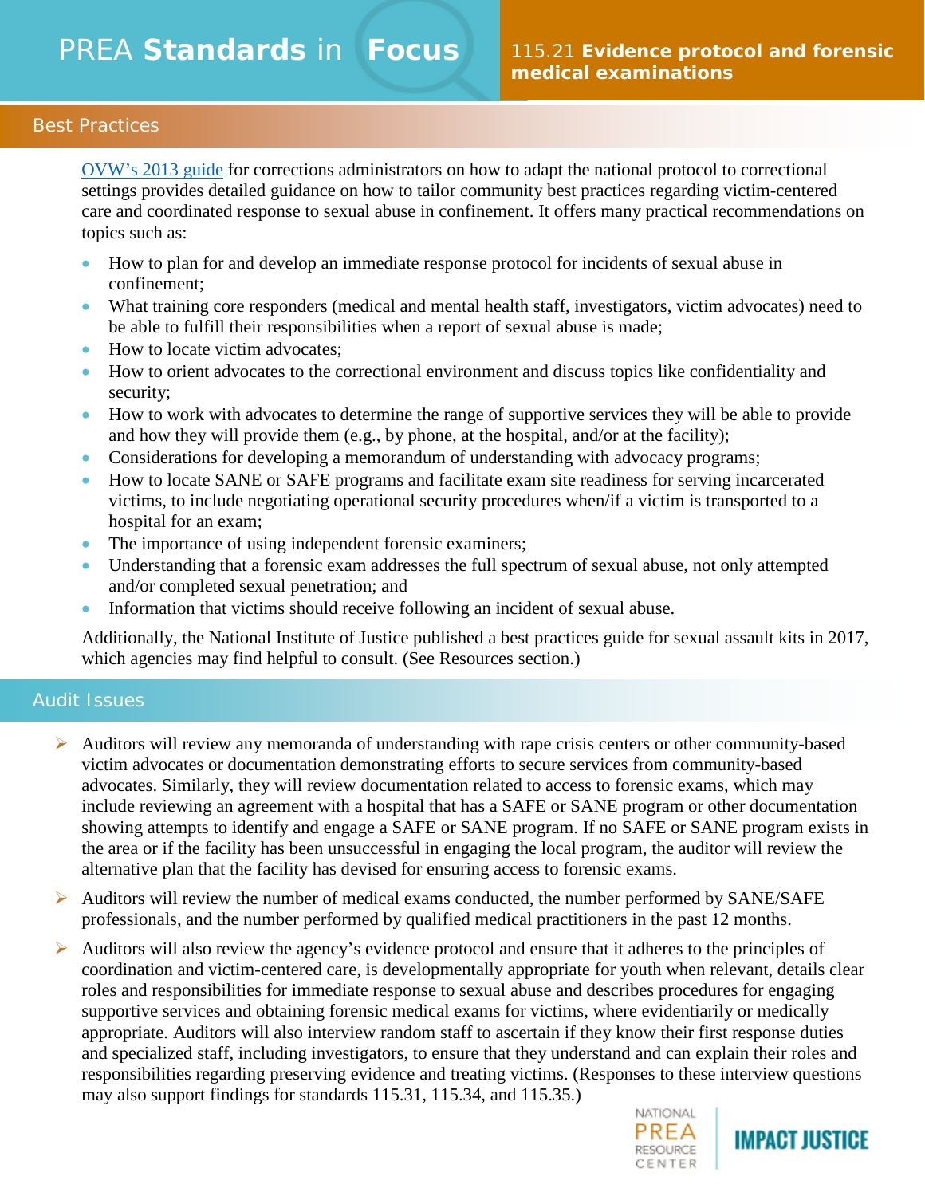## Best Practices

OVW's 2013 guide for corrections administrators on how to adapt the national protocol to correctional settings provides detailed guidance on how to tailor community best practices regarding victim-centered care and coordinated response to sexual abuse in confinement. It offers many practical recommendations on topics such as:

- How to plan for and develop an immediate response protocol for incidents of sexual abuse in confinement;
- What training core responders (medical and mental health staff, investigators, victim advocates) need to be able to fulfill their responsibilities when a report of sexual abuse is made;
- How to locate victim advocates;
- How to orient advocates to the correctional environment and discuss topics like confidentiality and security;
- How to work with advocates to determine the range of supportive services they will be able to provide and how they will provide them (e.g., by phone, at the hospital, and/or at the facility);
- Considerations for developing a memorandum of understanding with advocacy programs;
- How to locate SANE or SAFE programs and facilitate exam site readiness for serving incarcerated victims, to include negotiating operational security procedures when/if a victim is transported to a hospital for an exam;
- The importance of using independent forensic examiners;
- Understanding that a forensic exam addresses the full spectrum of sexual abuse, not only attempted and/or completed sexual penetration; and
- Information that victims should receive following an incident of sexual abuse.

Additionally, the National Institute of Justice published a best practices guide for sexual assault kits in 2017, which agencies may find helpful to consult. (See Resources section.)

## Audit Issues

- Auditors will review any memoranda of understanding with rape crisis centers or other community-based victim advocates or documentation demonstrating efforts to secure services from community-based advocates. Similarly, they will review documentation related to access to forensic exams, which may include reviewing an agreement with a hospital that has a SAFE or SANE program or other documentation showing attempts to identify and engage a SAFE or SANE program. If no SAFE or SANE program exists in the area or if the facility has been unsuccessful in engaging the local program, the auditor will review the alternative plan that the facility has devised for ensuring access to forensic exams.
- Auditors will review the number of medical exams conducted, the number performed by SANE/SAFE professionals, and the number performed by qualified medical practitioners in the past 12 months.
- Auditors will also review the agency's evidence protocol and ensure that it adheres to the principles of coordination and victim-centered care, is developmentally appropriate for youth when relevant, details clear roles and responsibilities for immediate response to sexual abuse and describes procedures for engaging supportive services and obtaining forensic medical exams for victims, where evidentiarily or medically appropriate. Auditors will also interview random staff to ascertain if they know their first response duties and specialized staff, including investigators, to ensure that they understand and can explain their roles and responsibilities regarding preserving evidence and treating victims. (Responses to these interview questions may also support findings for standards 115.31, 115.34, and 115.35.)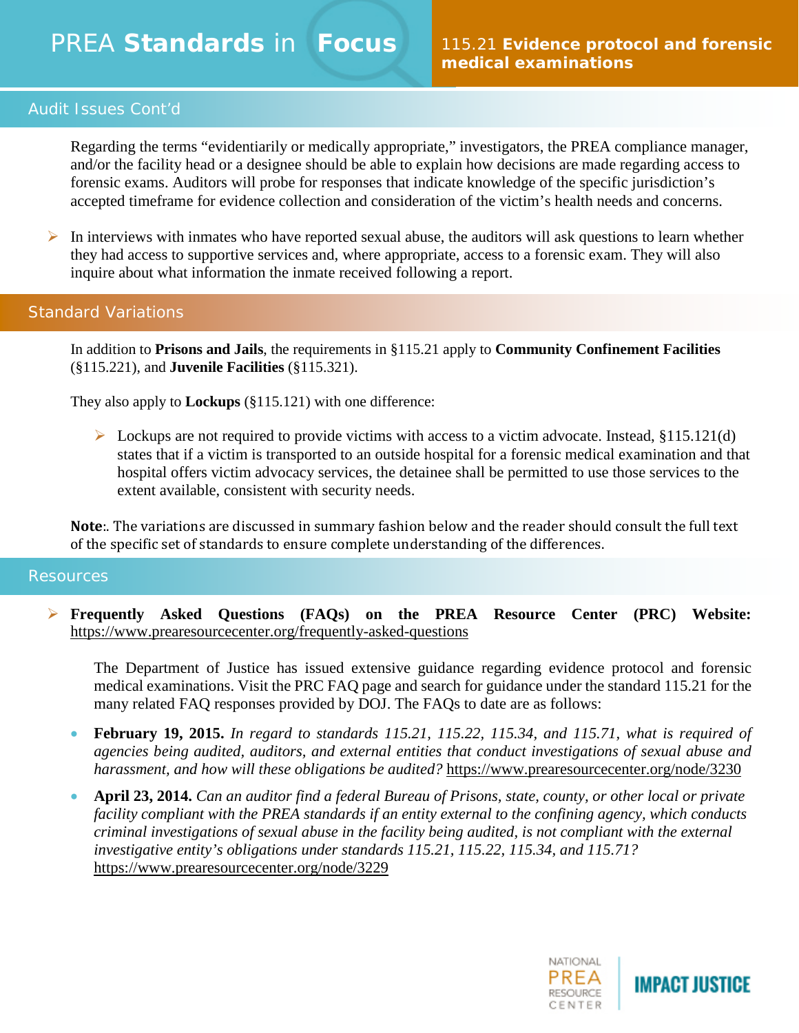## Audit Issues Cont'd

Regarding the terms "evidentiarily or medically appropriate," investigators, the PREA compliance manager, and/or the facility head or a designee should be able to explain how decisions are made regarding access to forensic exams. Auditors will probe for responses that indicate knowledge of the specific jurisdiction's accepted timeframe for evidence collection and consideration of the victim's health needs and concerns.

- In interviews with inmates who have reported sexual abuse, the auditors will ask questions to learn whether they had access to supportive services and, where appropriate, access to a forensic exam. They will also inquire about what information the inmate received following a report.

## Standard Variations

In addition to **Prisons and Jails**, the requirements in §115.21 apply to **Community Confinement Facilities** (§115.221), and **Juvenile Facilities** (§115.321).

They also apply to **Lockups** (§115.121) with one difference:

- Lockups are not required to provide victims with access to a victim advocate. Instead, §115.121(d) states that if a victim is transported to an outside hospital for a forensic medical examination and that hospital offers victim advocacy services, the detainee shall be permitted to use those services to the extent available, consistent with security needs.

**Note**:. The variations are discussed in summary fashion below and the reader should consult the full text of the specific set of standards to ensure complete understanding of the differences.

## Resources

- **Frequently Asked Questions (FAQs) on the PREA Resource Center (PRC) Website:** https://www.prearesourcecenter.org/frequently-asked-questions

  The Department of Justice has issued extensive guidance regarding evidence protocol and forensic medical examinations. Visit the PRC FAQ page and search for guidance under the standard 115.21 for the many related FAQ responses provided by DOJ. The FAQs to date are as follows:

- **February 19, 2015.** *In regard to standards 115.21, 115.22, 115.34, and 115.71, what is required of agencies being audited, auditors, and external entities that conduct investigations of sexual abuse and harassment, and how will these obligations be audited?* https://www.prearesourcecenter.org/node/3230
- **April 23, 2014.** *Can an auditor find a federal Bureau of Prisons, state, county, or other local or private facility compliant with the PREA standards if an entity external to the confining agency, which conducts criminal investigations of sexual abuse in the facility being audited, is not compliant with the external investigative entity's obligations under standards 115.21, 115.22, 115.34, and 115.71?* https://www.prearesourcecenter.org/node/3229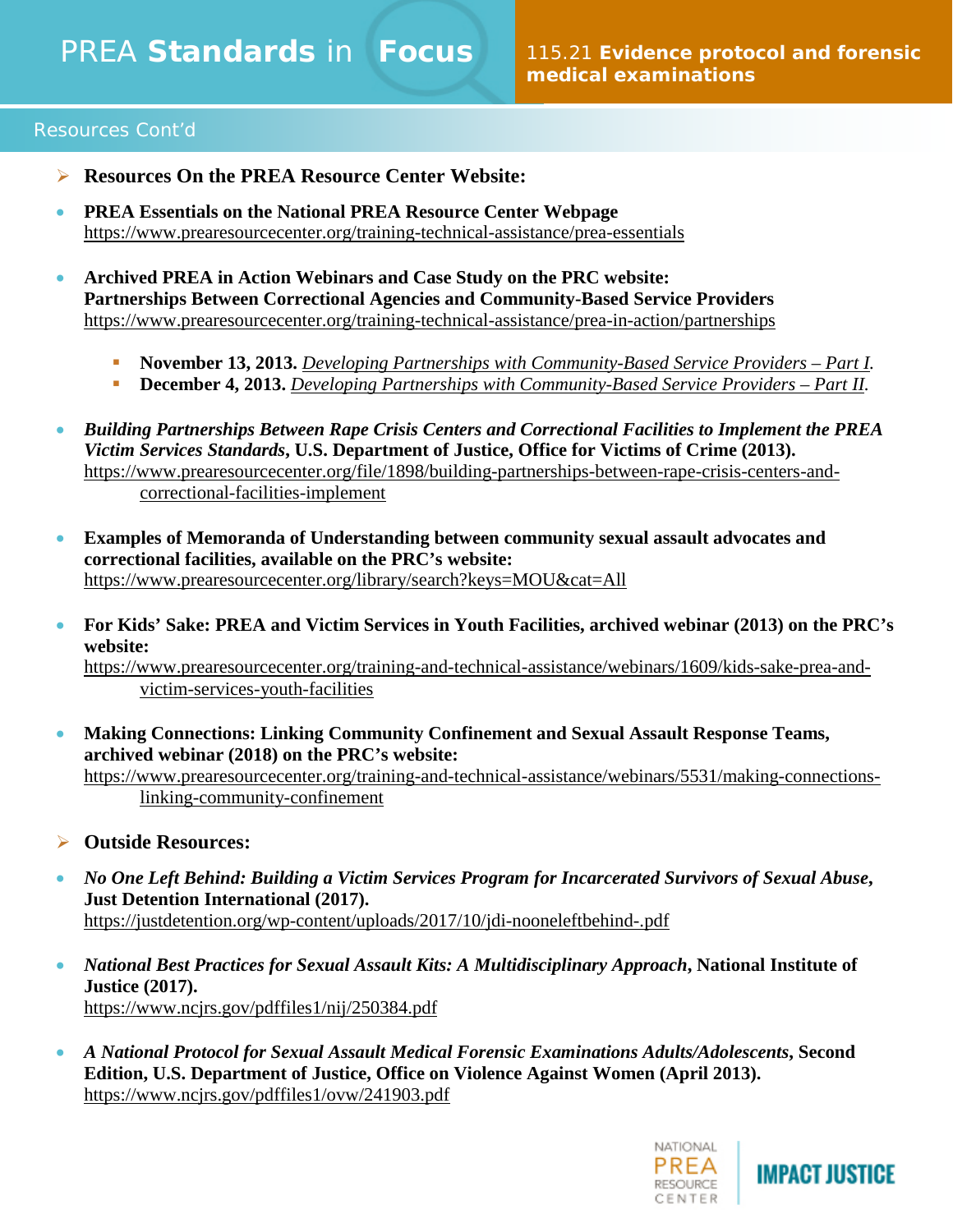Resources Cont'd

- **Resources On the PREA Resource Center Website:**

- **PREA Essentials on the National PREA Resource Center Webpage**
  https://www.prearesourcecenter.org/training-technical-assistance/prea-essentials

- **Archived PREA in Action Webinars and Case Study on the PRC website: Partnerships Between Correctional Agencies and Community-Based Service Providers**
  https://www.prearesourcecenter.org/training-technical-assistance/prea-in-action/partnerships

  - **November 13, 2013.** *Developing Partnerships with Community-Based Service Providers – Part I.*
  - **December 4, 2013.** *Developing Partnerships with Community-Based Service Providers – Part II.*

- ***Building Partnerships Between Rape Crisis Centers and Correctional Facilities to Implement the PREA Victim Services Standards*, U.S. Department of Justice, Office for Victims of Crime (2013).**
  https://www.prearesourcecenter.org/file/1898/building-partnerships-between-rape-crisis-centers-and-correctional-facilities-implement

- **Examples of Memoranda of Understanding between community sexual assault advocates and correctional facilities, available on the PRC's website:**
  https://www.prearesourcecenter.org/library/search?keys=MOU&cat=All

- **For Kids' Sake: PREA and Victim Services in Youth Facilities, archived webinar (2013) on the PRC's website:**
  https://www.prearesourcecenter.org/training-and-technical-assistance/webinars/1609/kids-sake-prea-and-victim-services-youth-facilities

- **Making Connections: Linking Community Confinement and Sexual Assault Response Teams, archived webinar (2018) on the PRC's website:**
  https://www.prearesourcecenter.org/training-and-technical-assistance/webinars/5531/making-connections-linking-community-confinement

- **Outside Resources:**

- ***No One Left Behind: Building a Victim Services Program for Incarcerated Survivors of Sexual Abuse*, Just Detention International (2017).**
  https://justdetention.org/wp-content/uploads/2017/10/jdi-nooneleftbehind-.pdf

- ***National Best Practices for Sexual Assault Kits: A Multidisciplinary Approach*, National Institute of Justice (2017).**
  https://www.ncjrs.gov/pdffiles1/nij/250384.pdf

- ***A National Protocol for Sexual Assault Medical Forensic Examinations Adults/Adolescents*, Second Edition, U.S. Department of Justice, Office on Violence Against Women (April 2013).**
  https://www.ncjrs.gov/pdffiles1/ovw/241903.pdf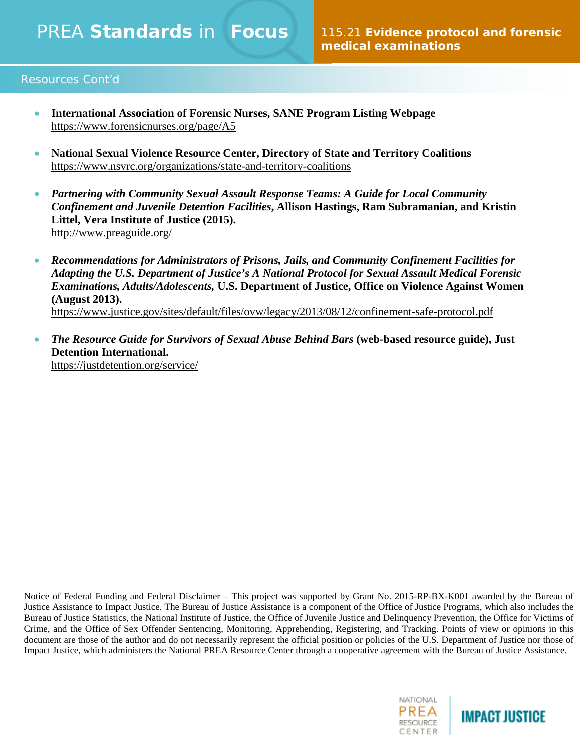## Resources Cont'd

- **International Association of Forensic Nurses, SANE Program Listing Webpage**
  https://www.forensicnurses.org/page/A5

- **National Sexual Violence Resource Center, Directory of State and Territory Coalitions**
  https://www.nsvrc.org/organizations/state-and-territory-coalitions

- ***Partnering with Community Sexual Assault Response Teams: A Guide for Local Community Confinement and Juvenile Detention Facilities*, Allison Hastings, Ram Subramanian, and Kristin Littel, Vera Institute of Justice (2015).**
  http://www.preaguide.org/

- ***Recommendations for Administrators of Prisons, Jails, and Community Confinement Facilities for Adapting the U.S. Department of Justice's A National Protocol for Sexual Assault Medical Forensic Examinations, Adults/Adolescents,* U.S. Department of Justice, Office on Violence Against Women (August 2013).**
  https://www.justice.gov/sites/default/files/ovw/legacy/2013/08/12/confinement-safe-protocol.pdf

- ***The Resource Guide for Survivors of Sexual Abuse Behind Bars* (web-based resource guide), Just Detention International.**
  https://justdetention.org/service/

Notice of Federal Funding and Federal Disclaimer – This project was supported by Grant No. 2015-RP-BX-K001 awarded by the Bureau of Justice Assistance to Impact Justice. The Bureau of Justice Assistance is a component of the Office of Justice Programs, which also includes the Bureau of Justice Statistics, the National Institute of Justice, the Office of Juvenile Justice and Delinquency Prevention, the Office for Victims of Crime, and the Office of Sex Offender Sentencing, Monitoring, Apprehending, Registering, and Tracking. Points of view or opinions in this document are those of the author and do not necessarily represent the official position or policies of the U.S. Department of Justice nor those of Impact Justice, which administers the National PREA Resource Center through a cooperative agreement with the Bureau of Justice Assistance.